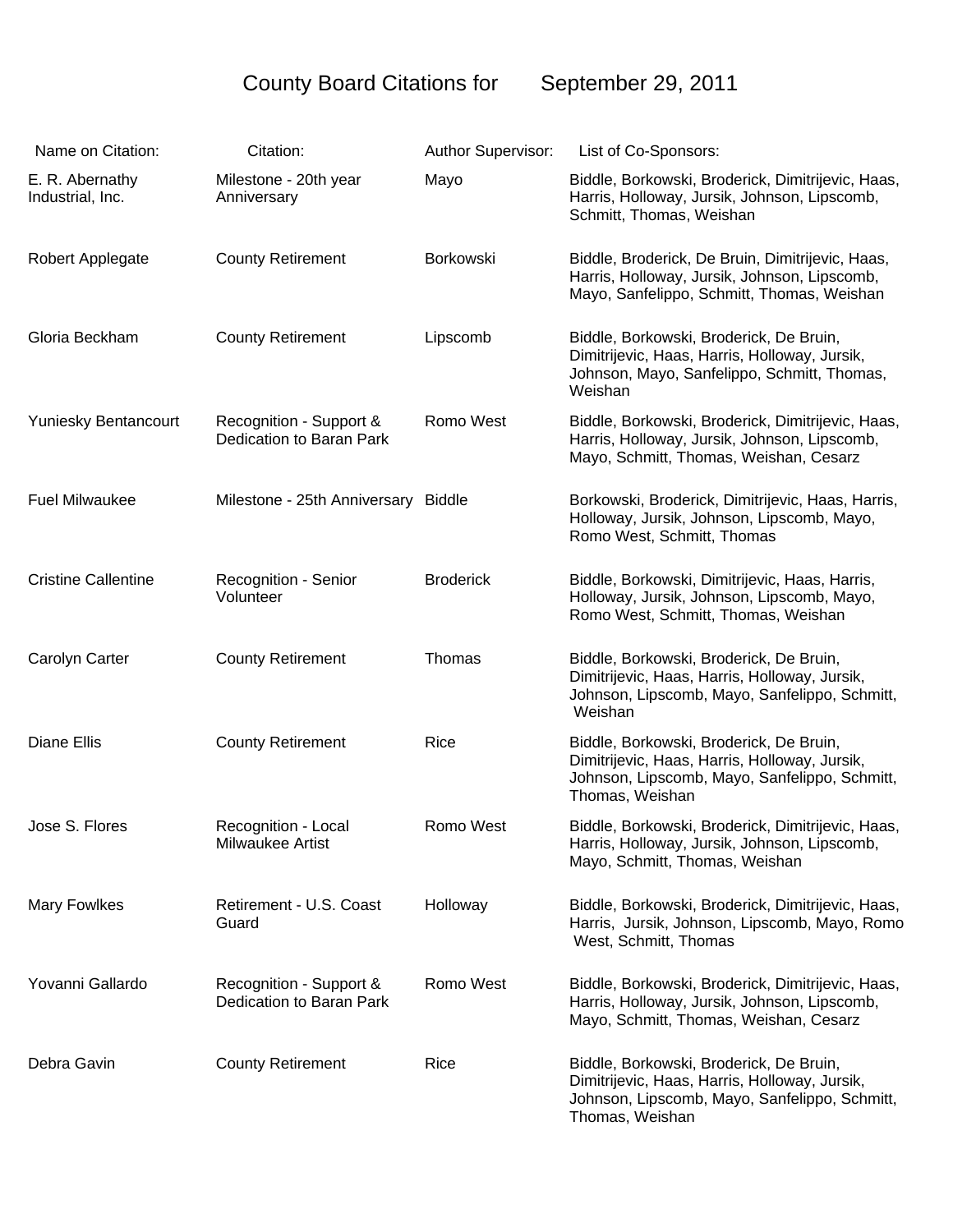# County Board Citations for September 29, 2011

| Name on Citation: | Citation: | Author Supervisor: | List of Co-Sponsors: |
|---|---|---|---|
| E. R. Abernathy Industrial, Inc. | Milestone - 20th year Anniversary | Mayo | Biddle, Borkowski, Broderick, Dimitrijevic, Haas, Harris, Holloway, Jursik, Johnson, Lipscomb, Schmitt, Thomas, Weishan |
| Robert Applegate | County Retirement | Borkowski | Biddle, Broderick, De Bruin, Dimitrijevic, Haas, Harris, Holloway, Jursik, Johnson, Lipscomb, Mayo, Sanfelippo, Schmitt, Thomas, Weishan |
| Gloria Beckham | County Retirement | Lipscomb | Biddle, Borkowski, Broderick, De Bruin, Dimitrijevic, Haas, Harris, Holloway, Jursik, Johnson, Mayo, Sanfelippo, Schmitt, Thomas, Weishan |
| Yuniesky Bentancourt | Recognition - Support & Dedication to Baran Park | Romo West | Biddle, Borkowski, Broderick, Dimitrijevic, Haas, Harris, Holloway, Jursik, Johnson, Lipscomb, Mayo, Schmitt, Thomas, Weishan, Cesarz |
| Fuel Milwaukee | Milestone - 25th Anniversary | Biddle | Borkowski, Broderick, Dimitrijevic, Haas, Harris, Holloway, Jursik, Johnson, Lipscomb, Mayo, Romo West, Schmitt, Thomas |
| Cristine Callentine | Recognition - Senior Volunteer | Broderick | Biddle, Borkowski, Dimitrijevic, Haas, Harris, Holloway, Jursik, Johnson, Lipscomb, Mayo, Romo West, Schmitt, Thomas, Weishan |
| Carolyn Carter | County Retirement | Thomas | Biddle, Borkowski, Broderick, De Bruin, Dimitrijevic, Haas, Harris, Holloway, Jursik, Johnson, Lipscomb, Mayo, Sanfelippo, Schmitt, Weishan |
| Diane Ellis | County Retirement | Rice | Biddle, Borkowski, Broderick, De Bruin, Dimitrijevic, Haas, Harris, Holloway, Jursik, Johnson, Lipscomb, Mayo, Sanfelippo, Schmitt, Thomas, Weishan |
| Jose S. Flores | Recognition - Local Milwaukee Artist | Romo West | Biddle, Borkowski, Broderick, Dimitrijevic, Haas, Harris, Holloway, Jursik, Johnson, Lipscomb, Mayo, Schmitt, Thomas, Weishan |
| Mary Fowlkes | Retirement - U.S. Coast Guard | Holloway | Biddle, Borkowski, Broderick, Dimitrijevic, Haas, Harris, Jursik, Johnson, Lipscomb, Mayo, Romo West, Schmitt, Thomas |
| Yovanni Gallardo | Recognition - Support & Dedication to Baran Park | Romo West | Biddle, Borkowski, Broderick, Dimitrijevic, Haas, Harris, Holloway, Jursik, Johnson, Lipscomb, Mayo, Schmitt, Thomas, Weishan, Cesarz |
| Debra Gavin | County Retirement | Rice | Biddle, Borkowski, Broderick, De Bruin, Dimitrijevic, Haas, Harris, Holloway, Jursik, Johnson, Lipscomb, Mayo, Sanfelippo, Schmitt, Thomas, Weishan |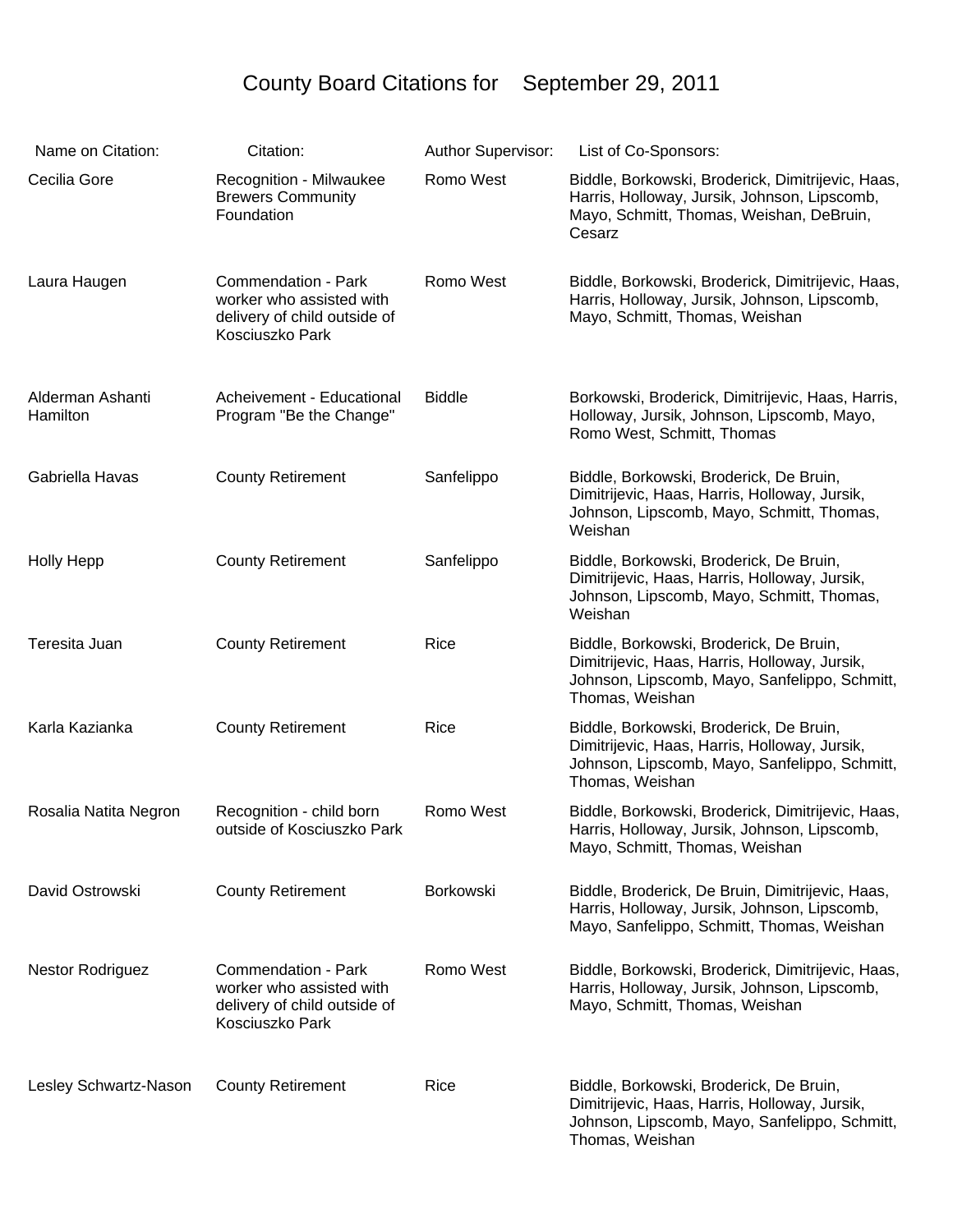# County Board Citations for September 29, 2011

| Name on Citation: | Citation: | Author Supervisor: | List of Co-Sponsors: |
|---|---|---|---|
| Cecilia Gore | Recognition - Milwaukee Brewers Community Foundation | Romo West | Biddle, Borkowski, Broderick, Dimitrijevic, Haas, Harris, Holloway, Jursik, Johnson, Lipscomb, Mayo, Schmitt, Thomas, Weishan, DeBruin, Cesarz |
| Laura Haugen | Commendation - Park worker who assisted with delivery of child outside of Kosciuszko Park | Romo West | Biddle, Borkowski, Broderick, Dimitrijevic, Haas, Harris, Holloway, Jursik, Johnson, Lipscomb, Mayo, Schmitt, Thomas, Weishan |
| Alderman Ashanti Hamilton | Acheivement - Educational Program "Be the Change" | Biddle | Borkowski, Broderick, Dimitrijevic, Haas, Harris, Holloway, Jursik, Johnson, Lipscomb, Mayo, Romo West, Schmitt, Thomas |
| Gabriella Havas | County Retirement | Sanfelippo | Biddle, Borkowski, Broderick, De Bruin, Dimitrijevic, Haas, Harris, Holloway, Jursik, Johnson, Lipscomb, Mayo, Schmitt, Thomas, Weishan |
| Holly Hepp | County Retirement | Sanfelippo | Biddle, Borkowski, Broderick, De Bruin, Dimitrijevic, Haas, Harris, Holloway, Jursik, Johnson, Lipscomb, Mayo, Schmitt, Thomas, Weishan |
| Teresita Juan | County Retirement | Rice | Biddle, Borkowski, Broderick, De Bruin, Dimitrijevic, Haas, Harris, Holloway, Jursik, Johnson, Lipscomb, Mayo, Sanfelippo, Schmitt, Thomas, Weishan |
| Karla Kazianka | County Retirement | Rice | Biddle, Borkowski, Broderick, De Bruin, Dimitrijevic, Haas, Harris, Holloway, Jursik, Johnson, Lipscomb, Mayo, Sanfelippo, Schmitt, Thomas, Weishan |
| Rosalia Natita Negron | Recognition - child born outside of Kosciuszko Park | Romo West | Biddle, Borkowski, Broderick, Dimitrijevic, Haas, Harris, Holloway, Jursik, Johnson, Lipscomb, Mayo, Schmitt, Thomas, Weishan |
| David Ostrowski | County Retirement | Borkowski | Biddle, Broderick, De Bruin, Dimitrijevic, Haas, Harris, Holloway, Jursik, Johnson, Lipscomb, Mayo, Sanfelippo, Schmitt, Thomas, Weishan |
| Nestor Rodriguez | Commendation - Park worker who assisted with delivery of child outside of Kosciuszko Park | Romo West | Biddle, Borkowski, Broderick, Dimitrijevic, Haas, Harris, Holloway, Jursik, Johnson, Lipscomb, Mayo, Schmitt, Thomas, Weishan |
| Lesley Schwartz-Nason | County Retirement | Rice | Biddle, Borkowski, Broderick, De Bruin, Dimitrijevic, Haas, Harris, Holloway, Jursik, Johnson, Lipscomb, Mayo, Sanfelippo, Schmitt, Thomas, Weishan |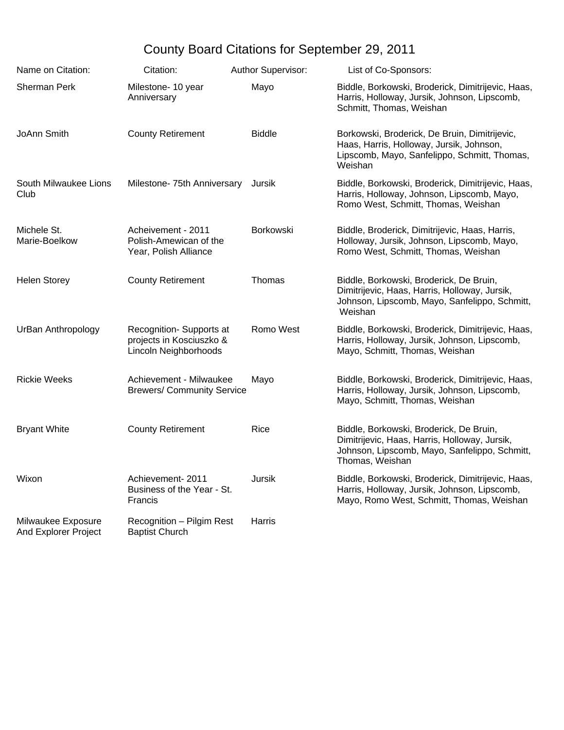# County Board Citations for September 29, 2011

| Name on Citation: | Citation: | Author Supervisor: | List of Co-Sponsors: |
| --- | --- | --- | --- |
| Sherman Perk | Milestone- 10 year Anniversary | Mayo | Biddle, Borkowski, Broderick, Dimitrijevic, Haas, Harris, Holloway, Jursik, Johnson, Lipscomb, Schmitt, Thomas, Weishan |
| JoAnn Smith | County Retirement | Biddle | Borkowski, Broderick, De Bruin, Dimitrijevic, Haas, Harris, Holloway, Jursik, Johnson, Lipscomb, Mayo, Sanfelippo, Schmitt, Thomas, Weishan |
| South Milwaukee Lions Club | Milestone- 75th Anniversary | Jursik | Biddle, Borkowski, Broderick, Dimitrijevic, Haas, Harris, Holloway, Johnson, Lipscomb, Mayo, Romo West, Schmitt, Thomas, Weishan |
| Michele St. Marie-Boelkow | Acheivement - 2011 Polish-Amewican of the Year, Polish Alliance | Borkowski | Biddle, Broderick, Dimitrijevic, Haas, Harris, Holloway, Jursik, Johnson, Lipscomb, Mayo, Romo West, Schmitt, Thomas, Weishan |
| Helen Storey | County Retirement | Thomas | Biddle, Borkowski, Broderick, De Bruin, Dimitrijevic, Haas, Harris, Holloway, Jursik, Johnson, Lipscomb, Mayo, Sanfelippo, Schmitt, Weishan |
| UrBan Anthropology | Recognition- Supports at projects in Kosciuszko & Lincoln Neighborhoods | Romo West | Biddle, Borkowski, Broderick, Dimitrijevic, Haas, Harris, Holloway, Jursik, Johnson, Lipscomb, Mayo, Schmitt, Thomas, Weishan |
| Rickie Weeks | Achievement - Milwaukee Brewers/ Community Service | Mayo | Biddle, Borkowski, Broderick, Dimitrijevic, Haas, Harris, Holloway, Jursik, Johnson, Lipscomb, Mayo, Schmitt, Thomas, Weishan |
| Bryant White | County Retirement | Rice | Biddle, Borkowski, Broderick, De Bruin, Dimitrijevic, Haas, Harris, Holloway, Jursik, Johnson, Lipscomb, Mayo, Sanfelippo, Schmitt, Thomas, Weishan |
| Wixon | Achievement- 2011 Business of the Year - St. Francis | Jursik | Biddle, Borkowski, Broderick, Dimitrijevic, Haas, Harris, Holloway, Jursik, Johnson, Lipscomb, Mayo, Romo West, Schmitt, Thomas, Weishan |
| Milwaukee Exposure And Explorer Project | Recognition – Pilgim Rest Baptist Church | Harris | |